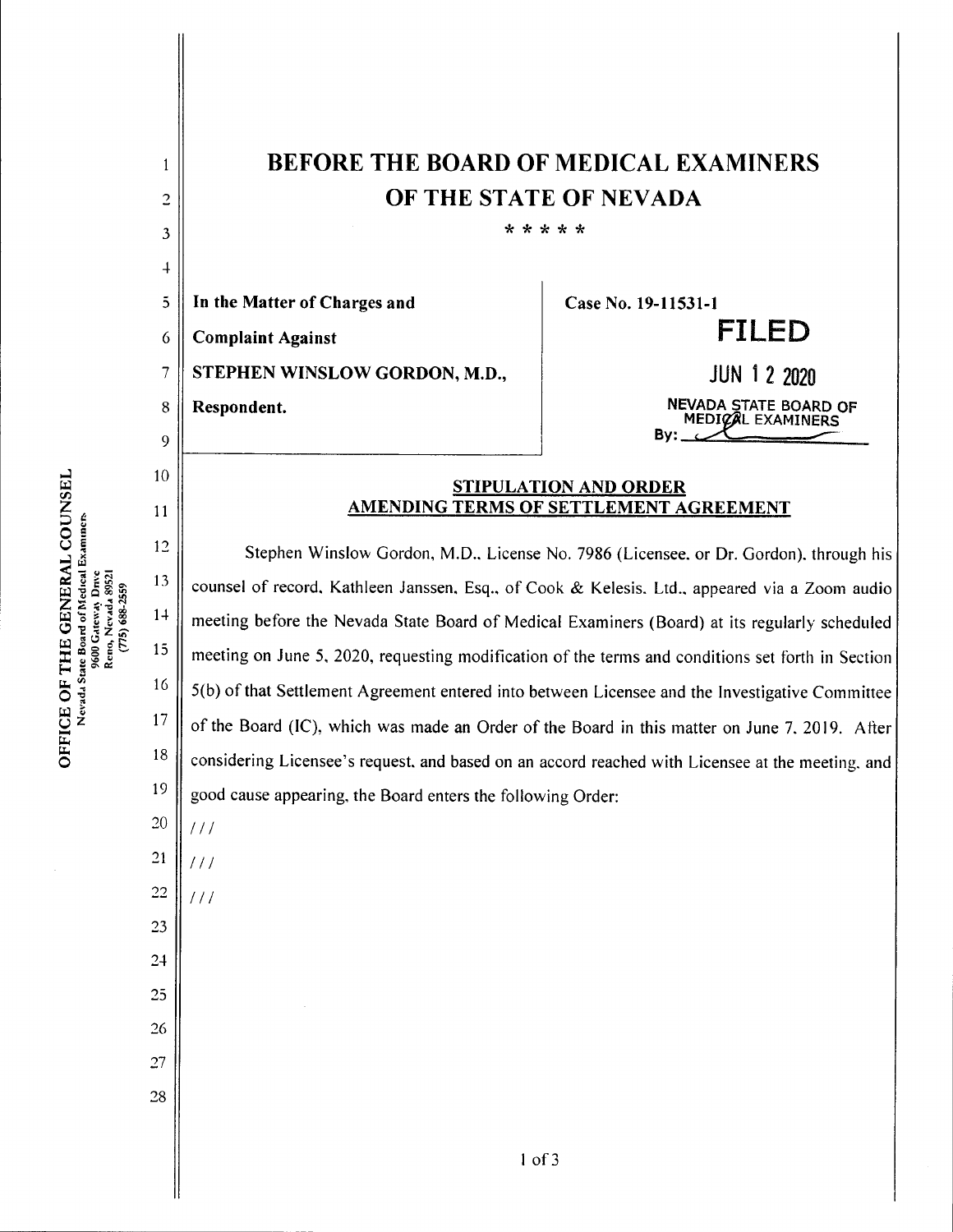# BEFORE THE BOARD OF MEDICAL EXAMINERS
# OF THE STATE OF NEVADA

\* \* \* \* \*

| | |
|---|---|
| **In the Matter of Charges and** | **Case No. 19-11531-1** |
| **Complaint Against** | **FILED** |
| **STEPHEN WINSLOW GORDON, M.D.,** | JUN 1 2 2020 |
| **Respondent.** | NEVADA STATE BOARD OF MEDICAL EXAMINERS |
| | By: ____________ |

OFFICE OF THE GENERAL COUNSEL
Nevada State Board of Medical Examiners
9600 Gateway Drive
Reno, Nevada 89521
(775) 688-2559

## STIPULATION AND ORDER AMENDING TERMS OF SETTLEMENT AGREEMENT

Stephen Winslow Gordon, M.D., License No. 7986 (Licensee, or Dr. Gordon), through his counsel of record, Kathleen Janssen, Esq., of Cook & Kelesis, Ltd., appeared via a Zoom audio meeting before the Nevada State Board of Medical Examiners (Board) at its regularly scheduled meeting on June 5, 2020, requesting modification of the terms and conditions set forth in Section 5(b) of that Settlement Agreement entered into between Licensee and the Investigative Committee of the Board (IC), which was made an Order of the Board in this matter on June 7, 2019. After considering Licensee's request, and based on an accord reached with Licensee at the meeting, and good cause appearing, the Board enters the following Order:

///

///

///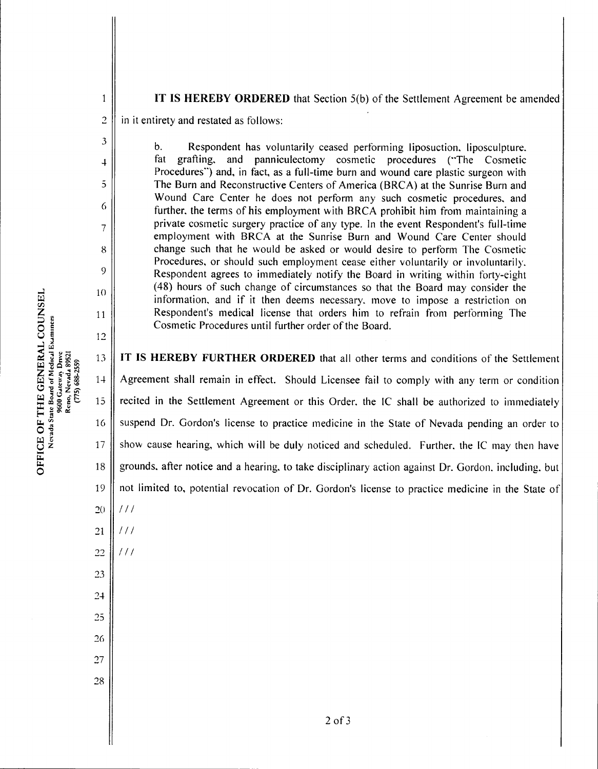**IT IS HEREBY ORDERED** that Section 5(b) of the Settlement Agreement be amended in it entirety and restated as follows:

> b. Respondent has voluntarily ceased performing liposuction, liposculpture, fat grafting, and panniculectomy cosmetic procedures ("The Cosmetic Procedures") and, in fact, as a full-time burn and wound care plastic surgeon with The Burn and Reconstructive Centers of America (BRCA) at the Sunrise Burn and Wound Care Center he does not perform any such cosmetic procedures, and further, the terms of his employment with BRCA prohibit him from maintaining a private cosmetic surgery practice of any type. In the event Respondent's full-time employment with BRCA at the Sunrise Burn and Wound Care Center should change such that he would be asked or would desire to perform The Cosmetic Procedures, or should such employment cease either voluntarily or involuntarily, Respondent agrees to immediately notify the Board in writing within forty-eight (48) hours of such change of circumstances so that the Board may consider the information, and if it then deems necessary, move to impose a restriction on Respondent's medical license that orders him to refrain from performing The Cosmetic Procedures until further order of the Board.

**IT IS HEREBY FURTHER ORDERED** that all other terms and conditions of the Settlement Agreement shall remain in effect. Should Licensee fail to comply with any term or condition recited in the Settlement Agreement or this Order, the IC shall be authorized to immediately suspend Dr. Gordon's license to practice medicine in the State of Nevada pending an order to show cause hearing, which will be duly noticed and scheduled. Further, the IC may then have grounds, after notice and a hearing, to take disciplinary action against Dr. Gordon, including, but not limited to, potential revocation of Dr. Gordon's license to practice medicine in the State of

///

///

///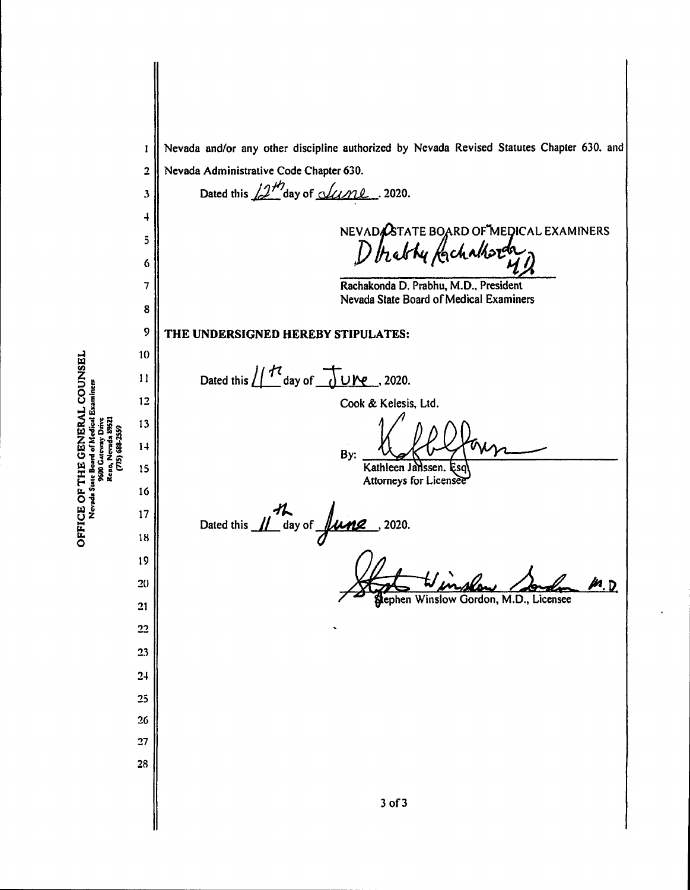Nevada and/or any other discipline authorized by Nevada Revised Statutes Chapter 630, and Nevada Administrative Code Chapter 630.

Dated this 12th day of June, 2020.

NEVADA STATE BOARD OF MEDICAL EXAMINERS

Rachakonda D. Prabhu, M.D., President
Nevada State Board of Medical Examiners

**THE UNDERSIGNED HEREBY STIPULATES:**

Dated this 11th day of June, 2020.

Cook & Kelesis, Ltd.

By: ______________________
Kathleen Janssen, Esq.
Attorneys for Licensee

Dated this 11th day of June, 2020.

______________________
Stephen Winslow Gordon, M.D., Licensee

OFFICE OF THE GENERAL COUNSEL
Nevada State Board of Medical Examiners
9600 Gateway Drive
Reno, Nevada 89521
(775) 688-2559